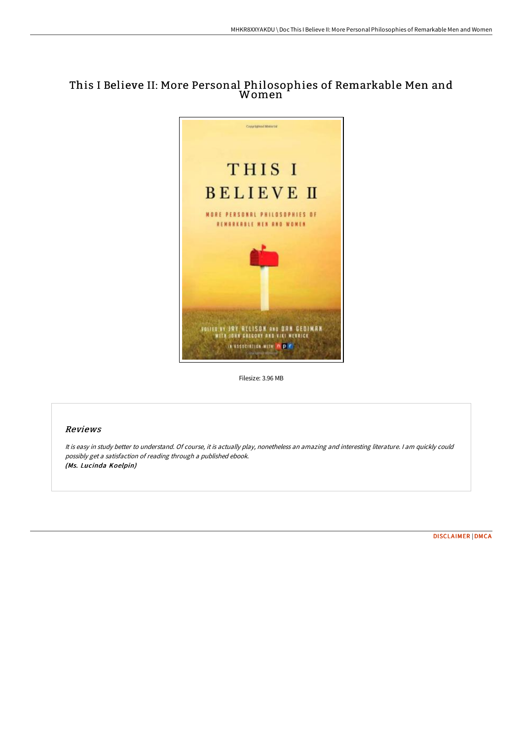# This I Believe II: More Personal Philosophies of Remarkable Men and Women

Filesize: 3.96 MB

## Reviews

*It is easy in study better to understand. Of course, it is actually play, nonetheless an amazing and interesting literature. I am quickly could possibly get a satisfaction of reading through a published ebook.*
***(Ms. Lucinda Koelpin)***

DISCLAIMER | DMCA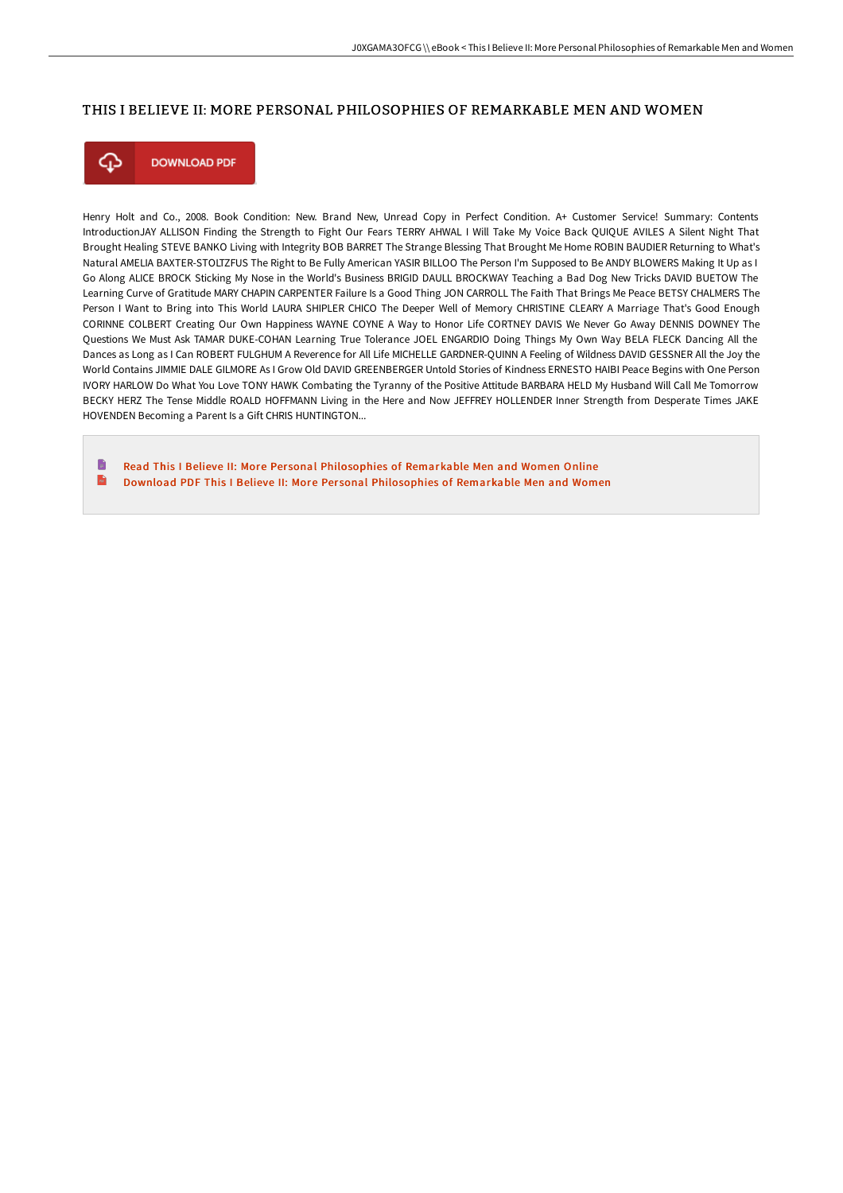## THIS I BELIEVE II: MORE PERSONAL PHILOSOPHIES OF REMARKABLE MEN AND WOMEN

DOWNLOAD PDF

Henry Holt and Co., 2008. Book Condition: New. Brand New, Unread Copy in Perfect Condition. A+ Customer Service! Summary: Contents IntroductionJAY ALLISON Finding the Strength to Fight Our Fears TERRY AHWAL I Will Take My Voice Back QUIQUE AVILES A Silent Night That Brought Healing STEVE BANKO Living with Integrity BOB BARRET The Strange Blessing That Brought Me Home ROBIN BAUDIER Returning to What's Natural AMELIA BAXTER-STOLTZFUS The Right to Be Fully American YASIR BILLOO The Person I'm Supposed to Be ANDY BLOWERS Making It Up as I Go Along ALICE BROCK Sticking My Nose in the World's Business BRIGID DAULL BROCKWAY Teaching a Bad Dog New Tricks DAVID BUETOW The Learning Curve of Gratitude MARY CHAPIN CARPENTER Failure Is a Good Thing JON CARROLL The Faith That Brings Me Peace BETSY CHALMERS The Person I Want to Bring into This World LAURA SHIPLER CHICO The Deeper Well of Memory CHRISTINE CLEARY A Marriage That's Good Enough CORINNE COLBERT Creating Our Own Happiness WAYNE COYNE A Way to Honor Life CORTNEY DAVIS We Never Go Away DENNIS DOWNEY The Questions We Must Ask TAMAR DUKE-COHAN Learning True Tolerance JOEL ENGARDIO Doing Things My Own Way BELA FLECK Dancing All the Dances as Long as I Can ROBERT FULGHUM A Reverence for All Life MICHELLE GARDNER-QUINN A Feeling of Wildness DAVID GESSNER All the Joy the World Contains JIMMIE DALE GILMORE As I Grow Old DAVID GREENBERGER Untold Stories of Kindness ERNESTO HAIBI Peace Begins with One Person IVORY HARLOW Do What You Love TONY HAWK Combating the Tyranny of the Positive Attitude BARBARA HELD My Husband Will Call Me Tomorrow BECKY HERZ The Tense Middle ROALD HOFFMANN Living in the Here and Now JEFFREY HOLLENDER Inner Strength from Desperate Times JAKE HOVENDEN Becoming a Parent Is a Gift CHRIS HUNTINGTON...

- Read This I Believe II: More Personal Philosophies of Remarkable Men and Women Online
- Download PDF This I Believe II: More Personal Philosophies of Remarkable Men and Women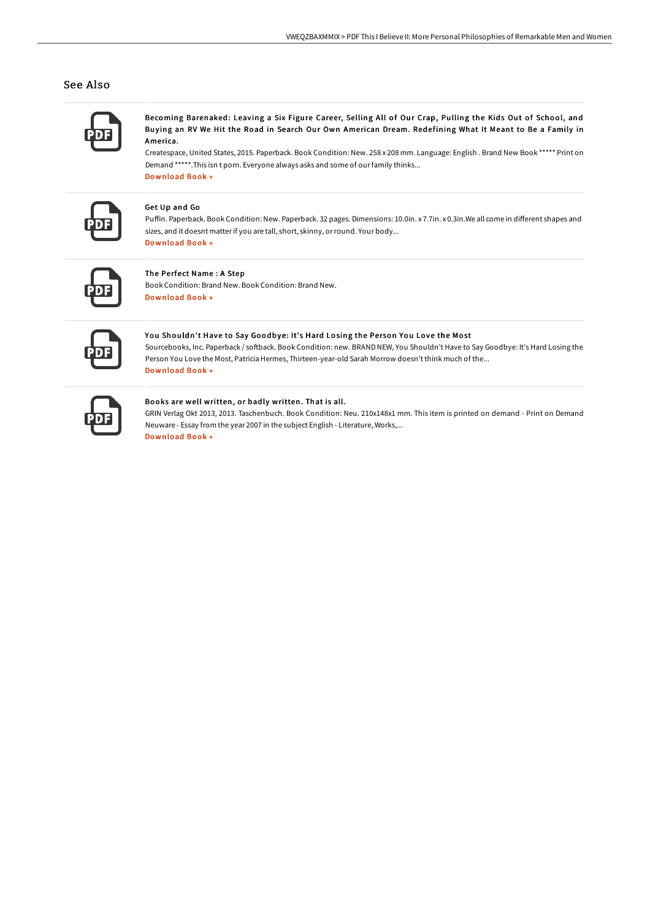## See Also

**Becoming Barenaked: Leaving a Six Figure Career, Selling All of Our Crap, Pulling the Kids Out of School, and Buying an RV We Hit the Road in Search Our Own American Dream. Redefining What It Meant to Be a Family in America.**

Createspace, United States, 2015. Paperback. Book Condition: New. 258 x 208 mm. Language: English . Brand New Book ***** Print on Demand *****.This isn t porn. Everyone always asks and some of our family thinks...

Download Book »

**Get Up and Go**

Puffin. Paperback. Book Condition: New. Paperback. 32 pages. Dimensions: 10.0in. x 7.7in. x 0.3in.We all come in different shapes and sizes, and it doesnt matter if you are tall, short, skinny, or round. Your body...

Download Book »

**The Perfect Name : A Step**

Book Condition: Brand New. Book Condition: Brand New.

Download Book »

**You Shouldn't Have to Say Goodbye: It's Hard Losing the Person You Love the Most**

Sourcebooks, Inc. Paperback / softback. Book Condition: new. BRAND NEW, You Shouldn't Have to Say Goodbye: It's Hard Losing the Person You Love the Most, Patricia Hermes, Thirteen-year-old Sarah Morrow doesn't think much of the...

Download Book »

**Books are well written, or badly written. That is all.**

GRIN Verlag Okt 2013, 2013. Taschenbuch. Book Condition: Neu. 210x148x1 mm. This item is printed on demand - Print on Demand Neuware - Essay from the year 2007 in the subject English - Literature, Works,...

Download Book »